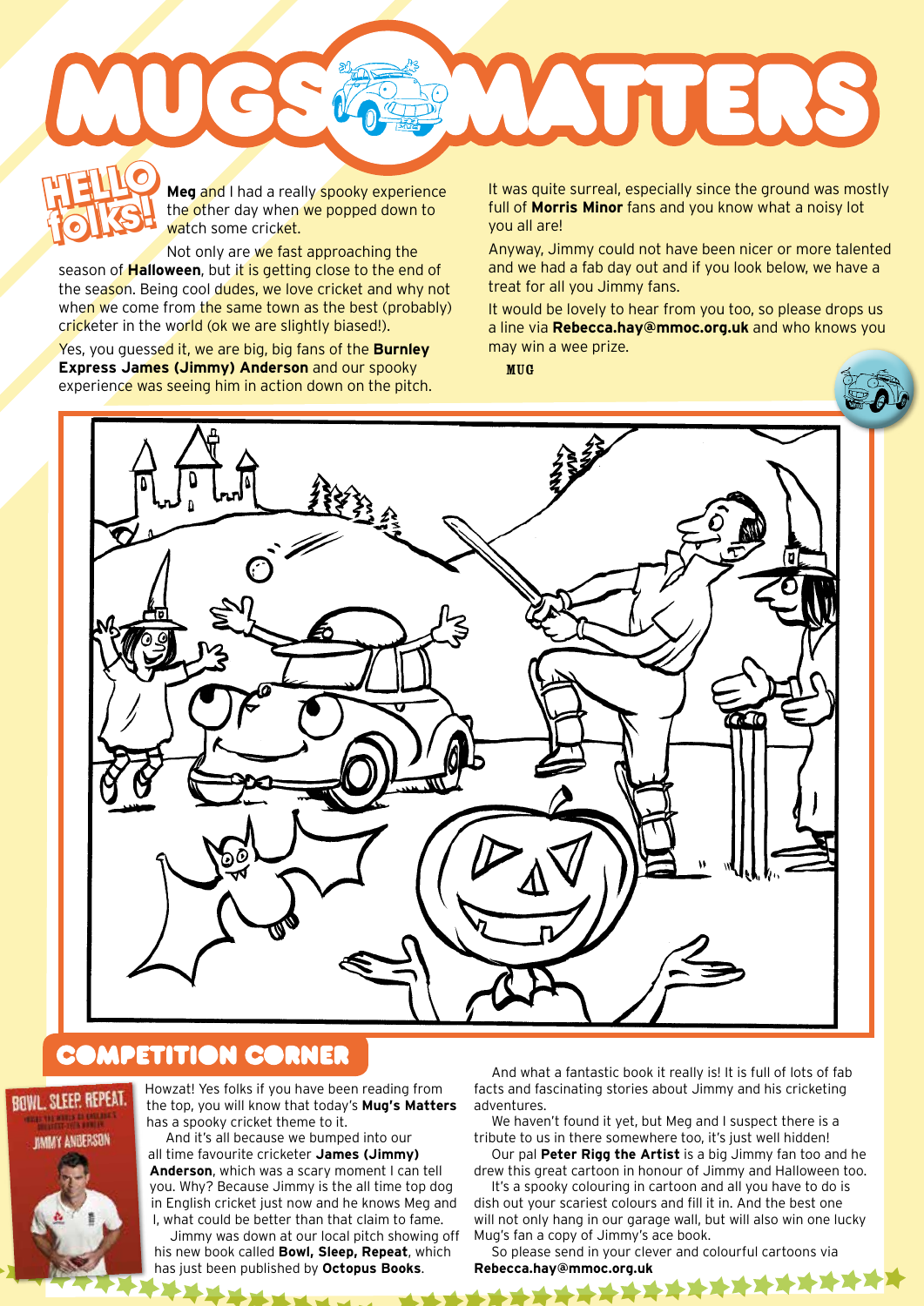# MUGS MATTERS

## HELLO folks!

**Meg** and I had a really spooky experience the other day when we popped down to watch some cricket.

Not only are we fast approaching the season of **Halloween**, but it is getting close to the end of the season. Being cool dudes, we love cricket and why not when we come from the same town as the best (probably) cricketer in the world (ok we are slightly biased!).

Yes, you guessed it, we are big, big fans of the **Burnley Express James (Jimmy) Anderson** and our spooky experience was seeing him in action down on the pitch.

It was quite surreal, especially since the ground was mostly full of **Morris Minor** fans and you know what a noisy lot you all are!

Anyway, Jimmy could not have been nicer or more talented and we had a fab day out and if you look below, we have a treat for all you Jimmy fans.

It would be lovely to hear from you too, so please drops us a line via **Rebecca.hay@mmoc.org.uk** and who knows you may win a wee prize.

MUG

## COMPETITION CORNER

Howzat! Yes folks if you have been reading from the top, you will know that today's **Mug's Matters** has a spooky cricket theme to it.

And it's all because we bumped into our all time favourite cricketer **James (Jimmy) Anderson**, which was a scary moment I can tell you. Why? Because Jimmy is the all time top dog in English cricket just now and he knows Meg and I, what could be better than that claim to fame.

Jimmy was down at our local pitch showing off his new book called **Bowl, Sleep, Repeat**, which has just been published by **Octopus Books**.

And what a fantastic book it really is! It is full of lots of fab facts and fascinating stories about Jimmy and his cricketing adventures.

We haven't found it yet, but Meg and I suspect there is a tribute to us in there somewhere too, it's just well hidden!

Our pal **Peter Rigg the Artist** is a big Jimmy fan too and he drew this great cartoon in honour of Jimmy and Halloween too.

It's a spooky colouring in cartoon and all you have to do is dish out your scariest colours and fill it in. And the best one will not only hang in our garage wall, but will also win one lucky Mug's fan a copy of Jimmy's ace book.

So please send in your clever and colourful cartoons via **Rebecca.hay@mmoc.org.uk**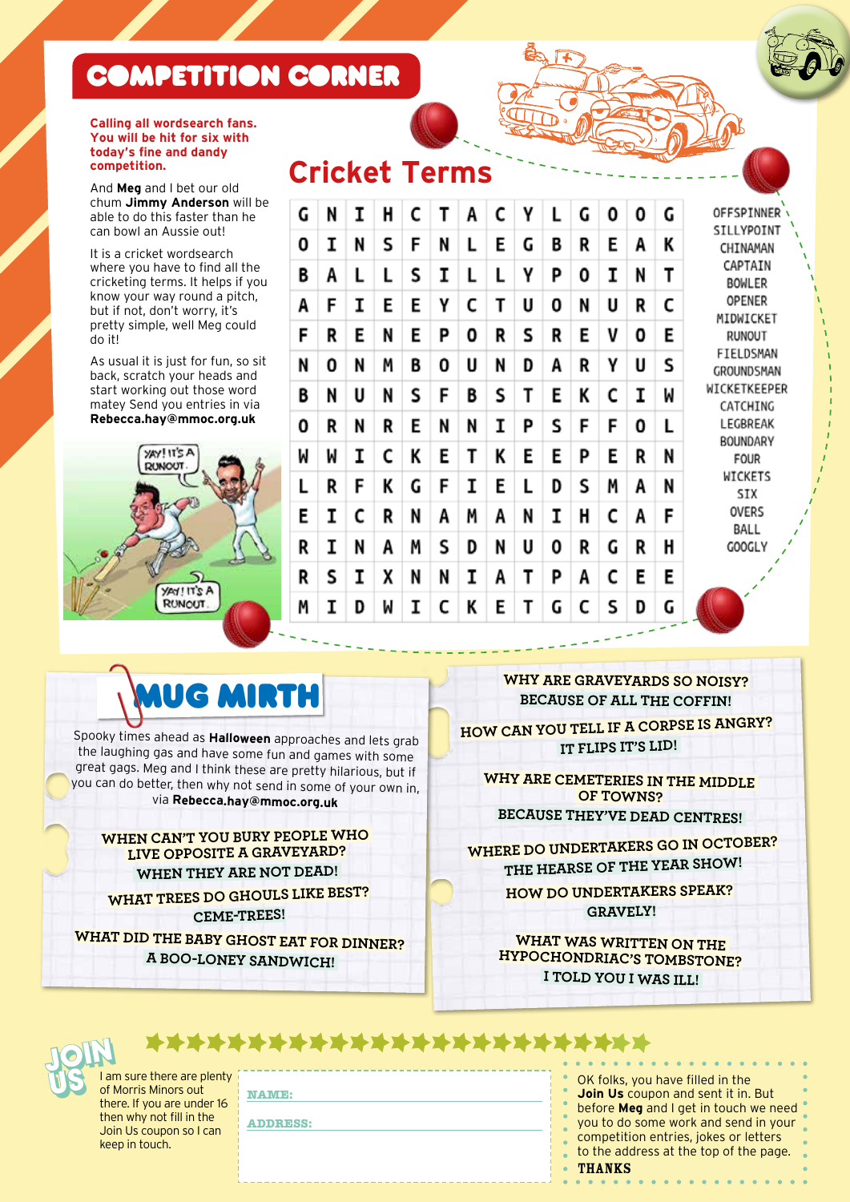# COMPETITION CORNER

**Calling all wordsearch fans. You will be hit for six with today's fine and dandy competition.**

And **Meg** and I bet our old chum **Jimmy Anderson** will be able to do this faster than he can bowl an Aussie out!

It is a cricket wordsearch where you have to find all the cricketing terms. It helps if you know your way round a pitch, but if not, don't worry, it's pretty simple, well Meg could do it!

As usual it is just for fun, so sit back, scratch your heads and start working out those word matey Send you entries in via **Rebecca.hay@mmoc.org.uk**

YAY! IT'S A RUNOUT.

YAY! IT'S A RUNOUT.

## Cricket Terms

| | | | | | | | | | | | | | |
|---|---|---|---|---|---|---|---|---|---|---|---|---|---|
| G | N | I | H | C | T | A | C | Y | L | G | O | O | G |
| O | I | N | S | F | N | L | E | G | B | R | E | A | K |
| B | A | L | L | S | I | L | L | Y | P | O | I | N | T |
| A | F | I | E | E | Y | C | T | U | O | N | U | R | C |
| F | R | E | N | E | P | O | R | S | R | E | V | O | E |
| N | O | N | M | B | O | U | N | D | A | R | Y | U | S |
| B | N | U | N | S | F | B | S | T | E | K | C | I | W |
| O | R | N | R | E | N | N | I | P | S | F | F | O | L |
| W | W | I | C | K | E | T | K | E | E | P | E | R | N |
| L | R | F | K | G | F | I | E | L | D | S | M | A | N |
| E | I | C | R | N | A | M | A | N | I | H | C | A | F |
| R | I | N | A | M | S | D | N | U | O | R | G | R | H |
| R | S | I | X | N | N | I | A | T | P | A | C | E | E |
| M | I | D | W | I | C | K | E | T | G | C | S | D | G |

- OFFSPINNER
- SILLYPOINT
- CHINAMAN
- CAPTAIN
- BOWLER
- OPENER
- MIDWICKET
- RUNOUT
- FIELDSMAN
- GROUNDSMAN
- WICKETKEEPER
- CATCHING
- LEGBREAK
- BOUNDARY
- FOUR
- WICKETS
- SIX
- OVERS
- BALL
- GOOGLY

## MUG MIRTH

Spooky times ahead as **Halloween** approaches and lets grab the laughing gas and have some fun and games with some great gags. Meg and I think these are pretty hilarious, but if you can do better, then why not send in some of your own in, via **Rebecca.hay@mmoc.org.uk**

**WHEN CAN'T YOU BURY PEOPLE WHO LIVE OPPOSITE A GRAVEYARD?**
WHEN THEY ARE NOT DEAD!

**WHAT TREES DO GHOULS LIKE BEST?**
CEME-TREES!

**WHAT DID THE BABY GHOST EAT FOR DINNER?**
A BOO-LONEY SANDWICH!

**WHY ARE GRAVEYARDS SO NOISY?**
BECAUSE OF ALL THE COFFIN!

**HOW CAN YOU TELL IF A CORPSE IS ANGRY?**
IT FLIPS IT'S LID!

**WHY ARE CEMETERIES IN THE MIDDLE OF TOWNS?**
BECAUSE THEY'VE DEAD CENTRES!

**WHERE DO UNDERTAKERS GO IN OCTOBER?**
THE HEARSE OF THE YEAR SHOW!

**HOW DO UNDERTAKERS SPEAK?**
GRAVELY!

**WHAT WAS WRITTEN ON THE HYPOCHONDRIAC'S TOMBSTONE?**
I TOLD YOU I WAS ILL!

## JOIN US

I am sure there are plenty of Morris Minors out there. If you are under 16 then why not fill in the Join Us coupon so I can keep in touch.

**NAME:**

**ADDRESS:**

OK folks, you have filled in the **Join Us** coupon and sent it in. But before **Meg** and I get in touch we need you to do some work and send in your competition entries, jokes or letters to the address at the top of the page.
**THANKS**